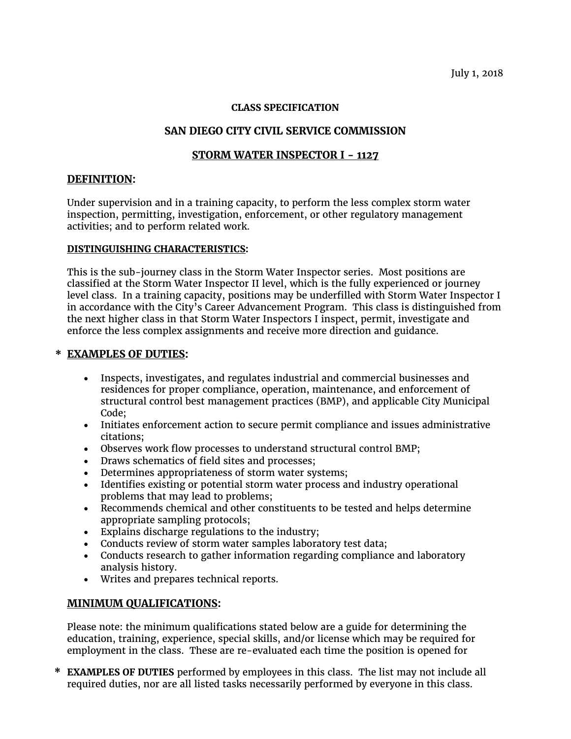July 1, 2018

**CLASS SPECIFICATION**

## SAN DIEGO CITY CIVIL SERVICE COMMISSION

## STORM WATER INSPECTOR I - 1127

### DEFINITION:

Under supervision and in a training capacity, to perform the less complex storm water inspection, permitting, investigation, enforcement, or other regulatory management activities; and to perform related work.

**DISTINGUISHING CHARACTERISTICS:**

This is the sub-journey class in the Storm Water Inspector series. Most positions are classified at the Storm Water Inspector II level, which is the fully experienced or journey level class. In a training capacity, positions may be underfilled with Storm Water Inspector I in accordance with the City's Career Advancement Program. This class is distinguished from the next higher class in that Storm Water Inspectors I inspect, permit, investigate and enforce the less complex assignments and receive more direction and guidance.

### * EXAMPLES OF DUTIES:

- Inspects, investigates, and regulates industrial and commercial businesses and residences for proper compliance, operation, maintenance, and enforcement of structural control best management practices (BMP), and applicable City Municipal Code;
- Initiates enforcement action to secure permit compliance and issues administrative citations;
- Observes work flow processes to understand structural control BMP;
- Draws schematics of field sites and processes;
- Determines appropriateness of storm water systems;
- Identifies existing or potential storm water process and industry operational problems that may lead to problems;
- Recommends chemical and other constituents to be tested and helps determine appropriate sampling protocols;
- Explains discharge regulations to the industry;
- Conducts review of storm water samples laboratory test data;
- Conducts research to gather information regarding compliance and laboratory analysis history.
- Writes and prepares technical reports.

### MINIMUM QUALIFICATIONS:

Please note: the minimum qualifications stated below are a guide for determining the education, training, experience, special skills, and/or license which may be required for employment in the class. These are re-evaluated each time the position is opened for

\* **EXAMPLES OF DUTIES** performed by employees in this class. The list may not include all required duties, nor are all listed tasks necessarily performed by everyone in this class.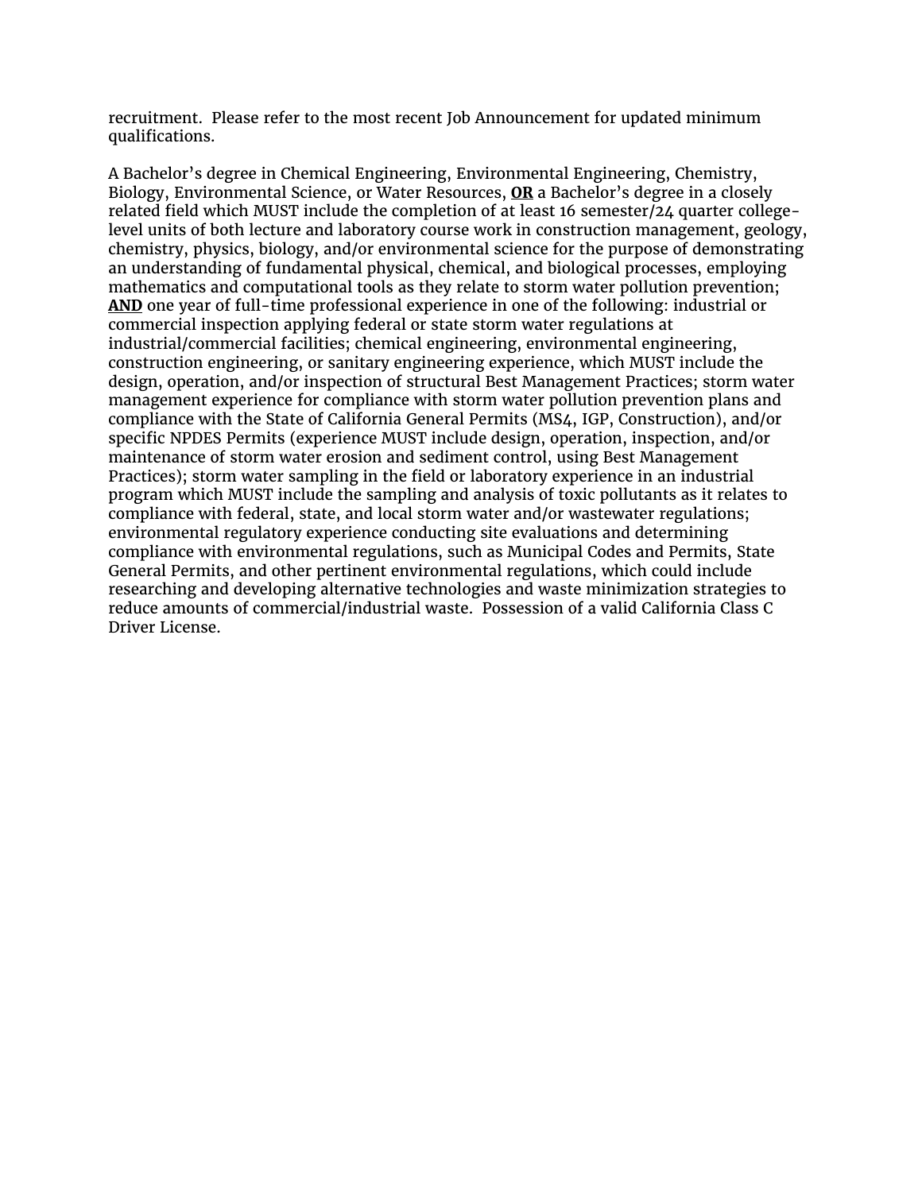recruitment. Please refer to the most recent Job Announcement for updated minimum qualifications.

A Bachelor's degree in Chemical Engineering, Environmental Engineering, Chemistry, Biology, Environmental Science, or Water Resources, **OR** a Bachelor's degree in a closely related field which MUST include the completion of at least 16 semester/24 quarter college-level units of both lecture and laboratory course work in construction management, geology, chemistry, physics, biology, and/or environmental science for the purpose of demonstrating an understanding of fundamental physical, chemical, and biological processes, employing mathematics and computational tools as they relate to storm water pollution prevention; **AND** one year of full-time professional experience in one of the following: industrial or commercial inspection applying federal or state storm water regulations at industrial/commercial facilities; chemical engineering, environmental engineering, construction engineering, or sanitary engineering experience, which MUST include the design, operation, and/or inspection of structural Best Management Practices; storm water management experience for compliance with storm water pollution prevention plans and compliance with the State of California General Permits (MS4, IGP, Construction), and/or specific NPDES Permits (experience MUST include design, operation, inspection, and/or maintenance of storm water erosion and sediment control, using Best Management Practices); storm water sampling in the field or laboratory experience in an industrial program which MUST include the sampling and analysis of toxic pollutants as it relates to compliance with federal, state, and local storm water and/or wastewater regulations; environmental regulatory experience conducting site evaluations and determining compliance with environmental regulations, such as Municipal Codes and Permits, State General Permits, and other pertinent environmental regulations, which could include researching and developing alternative technologies and waste minimization strategies to reduce amounts of commercial/industrial waste. Possession of a valid California Class C Driver License.